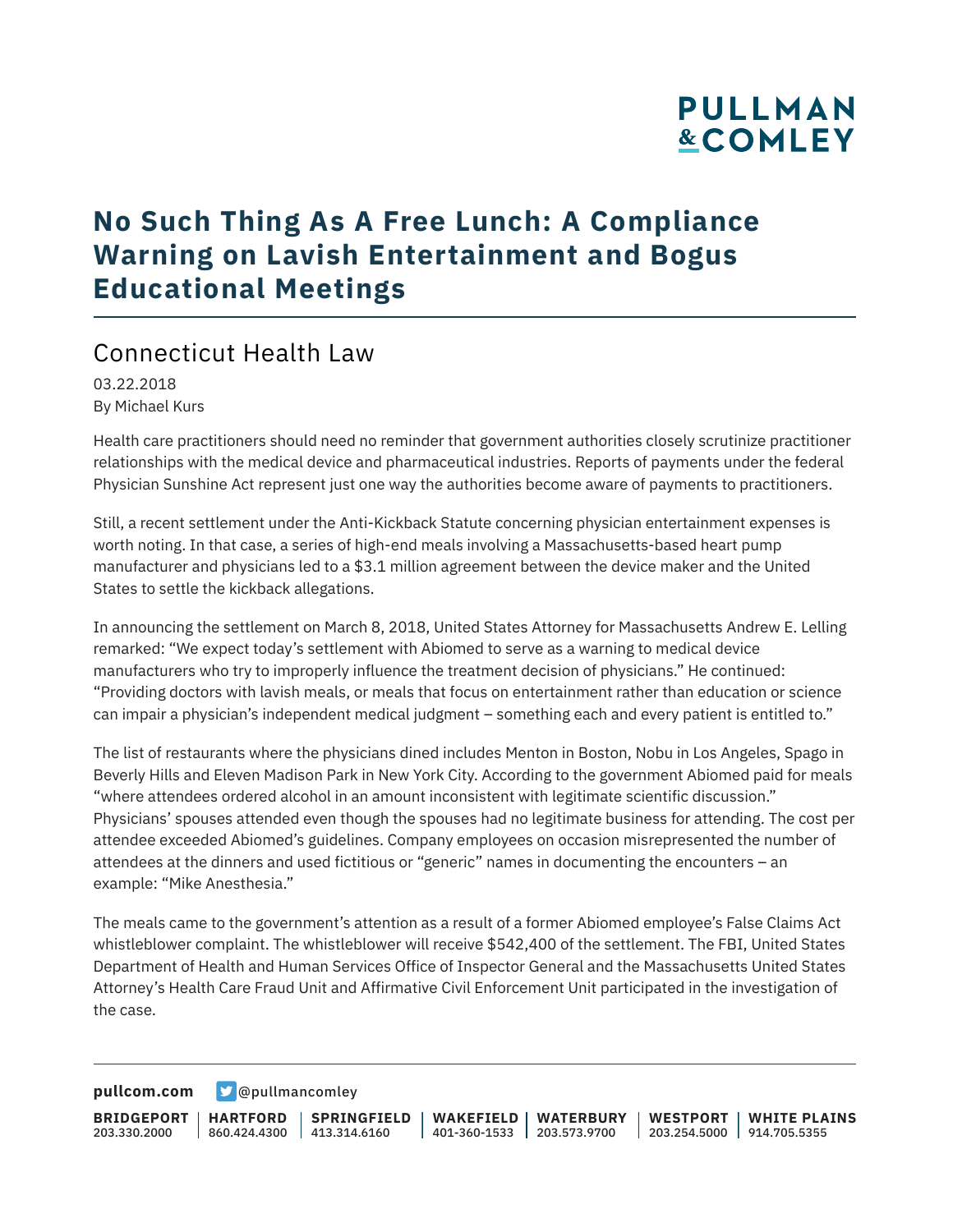# No Such Thing As A Free Lunch: A Compliance Warning on Lavish Entertainment and Bogus Educational Meetings

## Connecticut Health Law

03.22.2018
By Michael Kurs

Health care practitioners should need no reminder that government authorities closely scrutinize practitioner relationships with the medical device and pharmaceutical industries. Reports of payments under the federal Physician Sunshine Act represent just one way the authorities become aware of payments to practitioners.

Still, a recent settlement under the Anti-Kickback Statute concerning physician entertainment expenses is worth noting. In that case, a series of high-end meals involving a Massachusetts-based heart pump manufacturer and physicians led to a $3.1 million agreement between the device maker and the United States to settle the kickback allegations.

In announcing the settlement on March 8, 2018, United States Attorney for Massachusetts Andrew E. Lelling remarked: "We expect today's settlement with Abiomed to serve as a warning to medical device manufacturers who try to improperly influence the treatment decision of physicians." He continued: "Providing doctors with lavish meals, or meals that focus on entertainment rather than education or science can impair a physician's independent medical judgment – something each and every patient is entitled to."

The list of restaurants where the physicians dined includes Menton in Boston, Nobu in Los Angeles, Spago in Beverly Hills and Eleven Madison Park in New York City. According to the government Abiomed paid for meals "where attendees ordered alcohol in an amount inconsistent with legitimate scientific discussion." Physicians' spouses attended even though the spouses had no legitimate business for attending. The cost per attendee exceeded Abiomed's guidelines. Company employees on occasion misrepresented the number of attendees at the dinners and used fictitious or "generic" names in documenting the encounters – an example: "Mike Anesthesia."

The meals came to the government's attention as a result of a former Abiomed employee's False Claims Act whistleblower complaint. The whistleblower will receive $542,400 of the settlement. The FBI, United States Department of Health and Human Services Office of Inspector General and the Massachusetts United States Attorney's Health Care Fraud Unit and Affirmative Civil Enforcement Unit participated in the investigation of the case.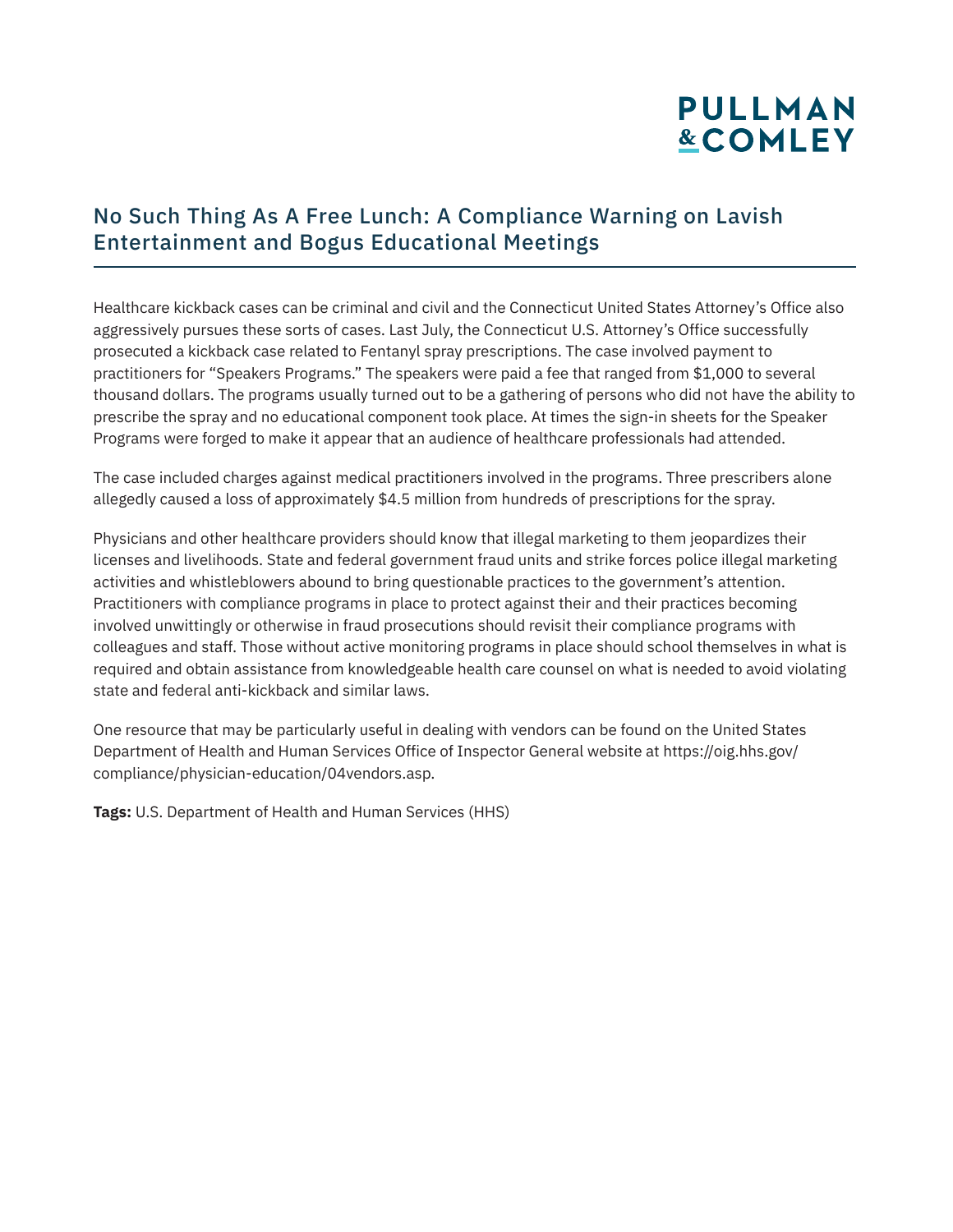# No Such Thing As A Free Lunch: A Compliance Warning on Lavish Entertainment and Bogus Educational Meetings

Healthcare kickback cases can be criminal and civil and the Connecticut United States Attorney's Office also aggressively pursues these sorts of cases. Last July, the Connecticut U.S. Attorney's Office successfully prosecuted a kickback case related to Fentanyl spray prescriptions. The case involved payment to practitioners for "Speakers Programs." The speakers were paid a fee that ranged from $1,000 to several thousand dollars. The programs usually turned out to be a gathering of persons who did not have the ability to prescribe the spray and no educational component took place. At times the sign-in sheets for the Speaker Programs were forged to make it appear that an audience of healthcare professionals had attended.

The case included charges against medical practitioners involved in the programs. Three prescribers alone allegedly caused a loss of approximately $4.5 million from hundreds of prescriptions for the spray.

Physicians and other healthcare providers should know that illegal marketing to them jeopardizes their licenses and livelihoods. State and federal government fraud units and strike forces police illegal marketing activities and whistleblowers abound to bring questionable practices to the government's attention. Practitioners with compliance programs in place to protect against their and their practices becoming involved unwittingly or otherwise in fraud prosecutions should revisit their compliance programs with colleagues and staff. Those without active monitoring programs in place should school themselves in what is required and obtain assistance from knowledgeable health care counsel on what is needed to avoid violating state and federal anti-kickback and similar laws.

One resource that may be particularly useful in dealing with vendors can be found on the United States Department of Health and Human Services Office of Inspector General website at https://oig.hhs.gov/compliance/physician-education/04vendors.asp.

**Tags:** U.S. Department of Health and Human Services (HHS)